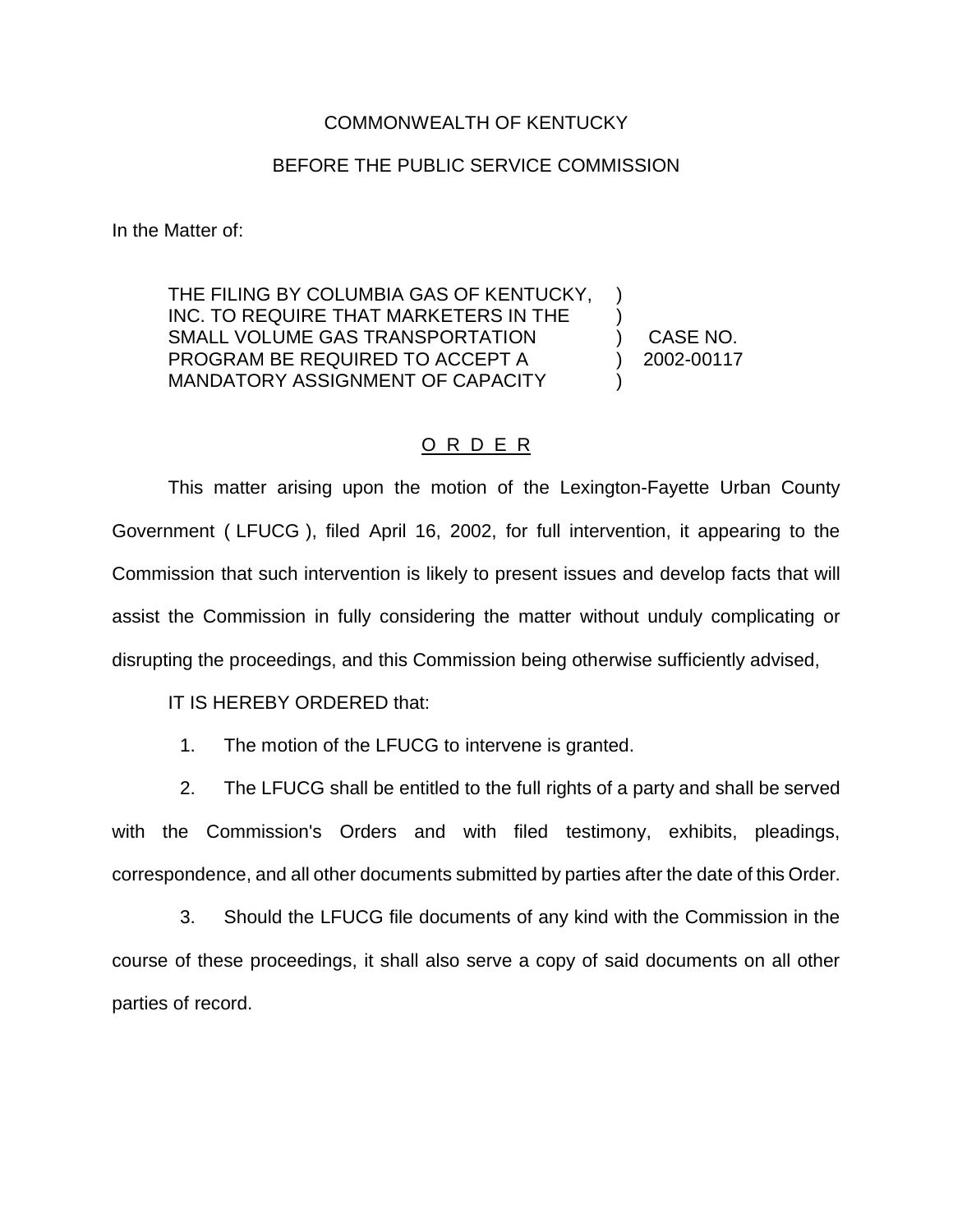COMMONWEALTH OF KENTUCKY

BEFORE THE PUBLIC SERVICE COMMISSION

In the Matter of:

THE FILING BY COLUMBIA GAS OF KENTUCKY, INC. TO REQUIRE THAT MARKETERS IN THE SMALL VOLUME GAS TRANSPORTATION PROGRAM BE REQUIRED TO ACCEPT A MANDATORY ASSIGNMENT OF CAPACITY ) CASE NO. 2002-00117

O R D E R

This matter arising upon the motion of the Lexington-Fayette Urban County Government ( LFUCG ), filed April 16, 2002, for full intervention, it appearing to the Commission that such intervention is likely to present issues and develop facts that will assist the Commission in fully considering the matter without unduly complicating or disrupting the proceedings, and this Commission being otherwise sufficiently advised,

IT IS HEREBY ORDERED that:

1. The motion of the LFUCG to intervene is granted.

2. The LFUCG shall be entitled to the full rights of a party and shall be served with the Commission's Orders and with filed testimony, exhibits, pleadings, correspondence, and all other documents submitted by parties after the date of this Order.

3. Should the LFUCG file documents of any kind with the Commission in the course of these proceedings, it shall also serve a copy of said documents on all other parties of record.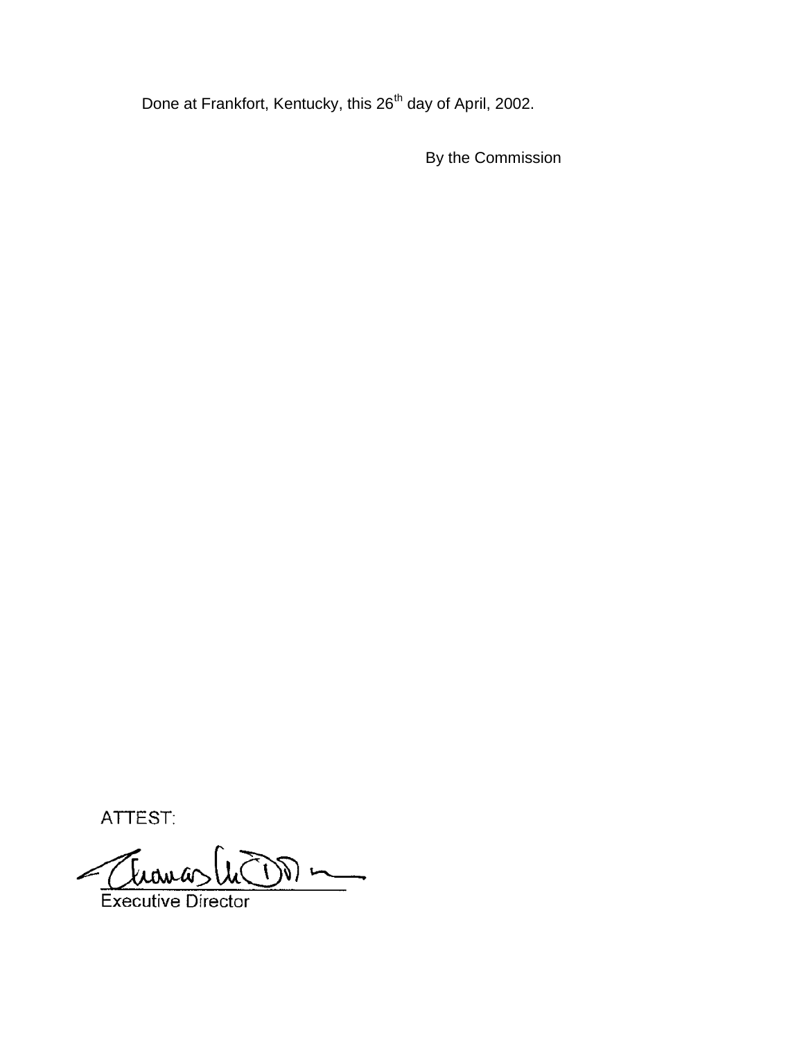Done at Frankfort, Kentucky, this 26th day of April, 2002.

By the Commission

ATTEST:

Executive Director